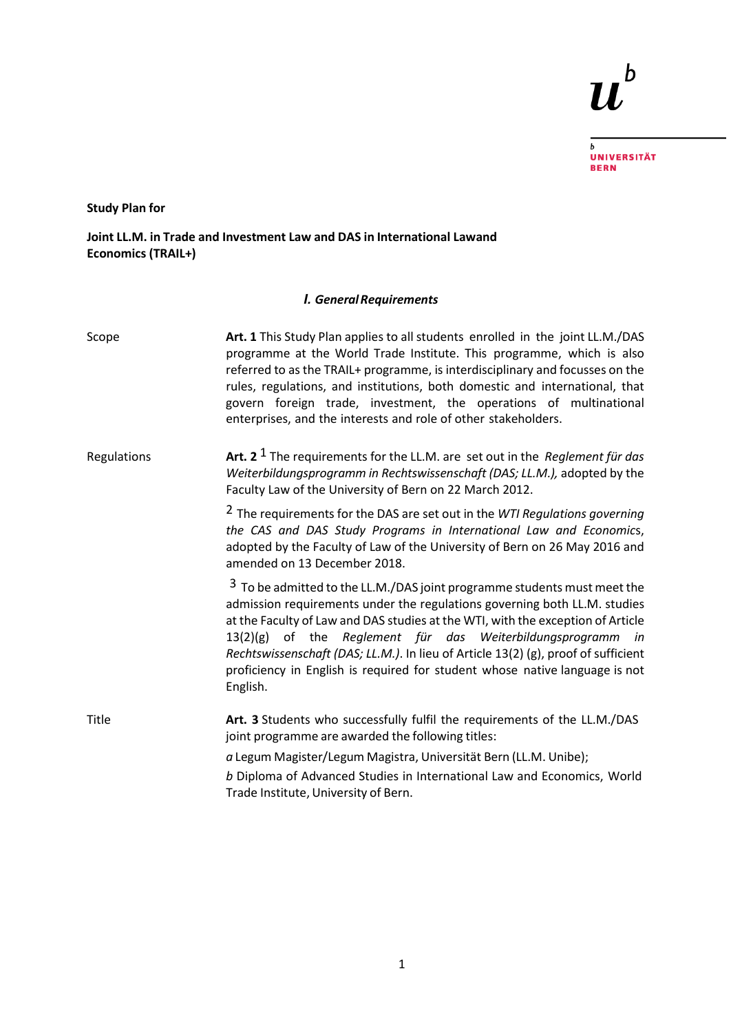**Study Plan for**

**Joint LL.M. in Trade and Investment Law and DAS in International Lawand Economics (TRAIL+)**

## *I. General Requirements*

Scope

**Art. 1** This Study Plan applies to all students enrolled in the joint LL.M./DAS programme at the World Trade Institute. This programme, which is also referred to as the TRAIL+ programme, is interdisciplinary and focusses on the rules, regulations, and institutions, both domestic and international, that govern foreign trade, investment, the operations of multinational enterprises, and the interests and role of other stakeholders.

Regulations

**Art. 2** [1] The requirements for the LL.M. are set out in the *Reglement für das Weiterbildungsprogramm in Rechtswissenschaft (DAS; LL.M.),* adopted by the Faculty Law of the University of Bern on 22 March 2012.

[2] The requirements for the DAS are set out in the *WTI Regulations governing the CAS and DAS Study Programs in International Law and Economics*, adopted by the Faculty of Law of the University of Bern on 26 May 2016 and amended on 13 December 2018.

[3] To be admitted to the LL.M./DAS joint programme students must meet the admission requirements under the regulations governing both LL.M. studies at the Faculty of Law and DAS studies at the WTI, with the exception of Article 13(2)(g) of the *Reglement für das Weiterbildungsprogramm in Rechtswissenschaft (DAS; LL.M.)*. In lieu of Article 13(2) (g), proof of sufficient proficiency in English is required for student whose native language is not English.

Title

**Art. 3** Students who successfully fulfil the requirements of the LL.M./DAS joint programme are awarded the following titles:

*a* Legum Magister/Legum Magistra, Universität Bern (LL.M. Unibe);

*b* Diploma of Advanced Studies in International Law and Economics, World Trade Institute, University of Bern.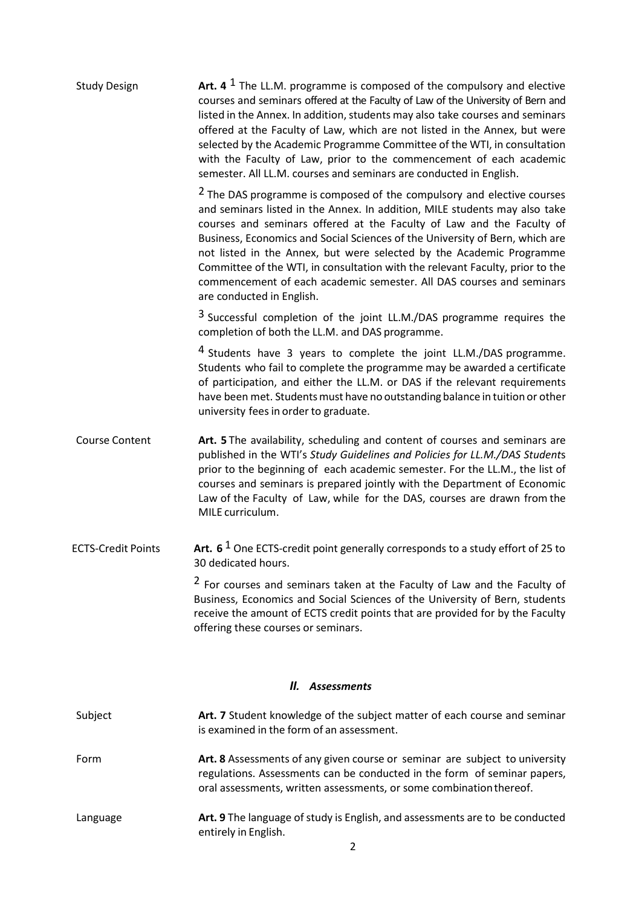**Study Design**

**Art. 4** [1] The LL.M. programme is composed of the compulsory and elective courses and seminars offered at the Faculty of Law of the University of Bern and listed in the Annex. In addition, students may also take courses and seminars offered at the Faculty of Law, which are not listed in the Annex, but were selected by the Academic Programme Committee of the WTI, in consultation with the Faculty of Law, prior to the commencement of each academic semester. All LL.M. courses and seminars are conducted in English.

[2] The DAS programme is composed of the compulsory and elective courses and seminars listed in the Annex. In addition, MILE students may also take courses and seminars offered at the Faculty of Law and the Faculty of Business, Economics and Social Sciences of the University of Bern, which are not listed in the Annex, but were selected by the Academic Programme Committee of the WTI, in consultation with the relevant Faculty, prior to the commencement of each academic semester. All DAS courses and seminars are conducted in English.

[3] Successful completion of the joint LL.M./DAS programme requires the completion of both the LL.M. and DAS programme.

[4] Students have 3 years to complete the joint LL.M./DAS programme. Students who fail to complete the programme may be awarded a certificate of participation, and either the LL.M. or DAS if the relevant requirements have been met. Students must have no outstanding balance in tuition or other university fees in order to graduate.

**Course Content**

**Art. 5** The availability, scheduling and content of courses and seminars are published in the WTI's *Study Guidelines and Policies for LL.M./DAS Students* prior to the beginning of each academic semester. For the LL.M., the list of courses and seminars is prepared jointly with the Department of Economic Law of the Faculty of Law, while for the DAS, courses are drawn from the MILE curriculum.

**ECTS-Credit Points**

**Art. 6** [1] One ECTS-credit point generally corresponds to a study effort of 25 to 30 dedicated hours.

[2] For courses and seminars taken at the Faculty of Law and the Faculty of Business, Economics and Social Sciences of the University of Bern, students receive the amount of ECTS credit points that are provided for by the Faculty offering these courses or seminars.

## *II. Assessments*

**Subject**

**Art. 7** Student knowledge of the subject matter of each course and seminar is examined in the form of an assessment.

**Form**

**Art. 8** Assessments of any given course or seminar are subject to university regulations. Assessments can be conducted in the form of seminar papers, oral assessments, written assessments, or some combination thereof.

**Language**

**Art. 9** The language of study is English, and assessments are to be conducted entirely in English.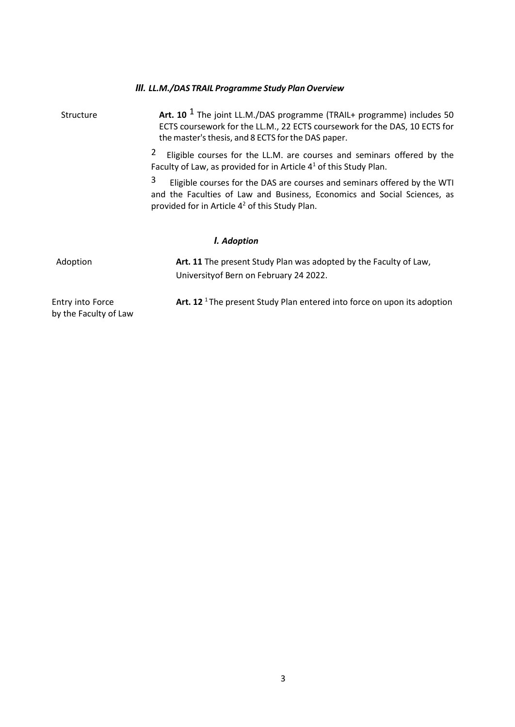### *III. LL.M./DAS TRAIL Programme Study Plan Overview*

**Structure**

**Art. 10** 1 The joint LL.M./DAS programme (TRAIL+ programme) includes 50 ECTS coursework for the LL.M., 22 ECTS coursework for the DAS, 10 ECTS for the master's thesis, and 8 ECTS for the DAS paper.

2 Eligible courses for the LL.M. are courses and seminars offered by the Faculty of Law, as provided for in Article 4[1] of this Study Plan.

3 Eligible courses for the DAS are courses and seminars offered by the WTI and the Faculties of Law and Business, Economics and Social Sciences, as provided for in Article 4[2] of this Study Plan.

### *I. Adoption*

**Adoption**

**Art. 11** The present Study Plan was adopted by the Faculty of Law, Universityof Bern on February 24 2022.

**Entry into Force by the Faculty of Law**

**Art. 12** 1 The present Study Plan entered into force on upon its adoption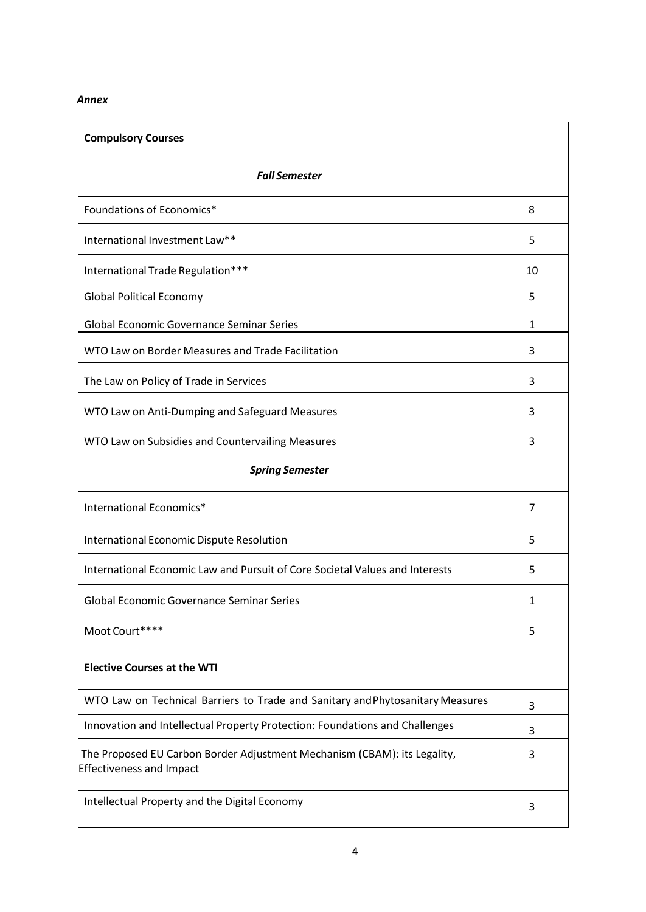*Annex*

| **Compulsory Courses** | |
|---|---|
| ***Fall Semester*** | |
| Foundations of Economics* | 8 |
| International Investment Law** | 5 |
| International Trade Regulation*** | 10 |
| Global Political Economy | 5 |
| Global Economic Governance Seminar Series | 1 |
| WTO Law on Border Measures and Trade Facilitation | 3 |
| The Law on Policy of Trade in Services | 3 |
| WTO Law on Anti-Dumping and Safeguard Measures | 3 |
| WTO Law on Subsidies and Countervailing Measures | 3 |
| ***Spring Semester*** | |
| International Economics* | 7 |
| International Economic Dispute Resolution | 5 |
| International Economic Law and Pursuit of Core Societal Values and Interests | 5 |
| Global Economic Governance Seminar Series | 1 |
| Moot Court**** | 5 |
| **Elective Courses at the WTI** | |
| WTO Law on Technical Barriers to Trade and Sanitary and Phytosanitary Measures | 3 |
| Innovation and Intellectual Property Protection: Foundations and Challenges | 3 |
| The Proposed EU Carbon Border Adjustment Mechanism (CBAM): its Legality, Effectiveness and Impact | 3 |
| Intellectual Property and the Digital Economy | 3 |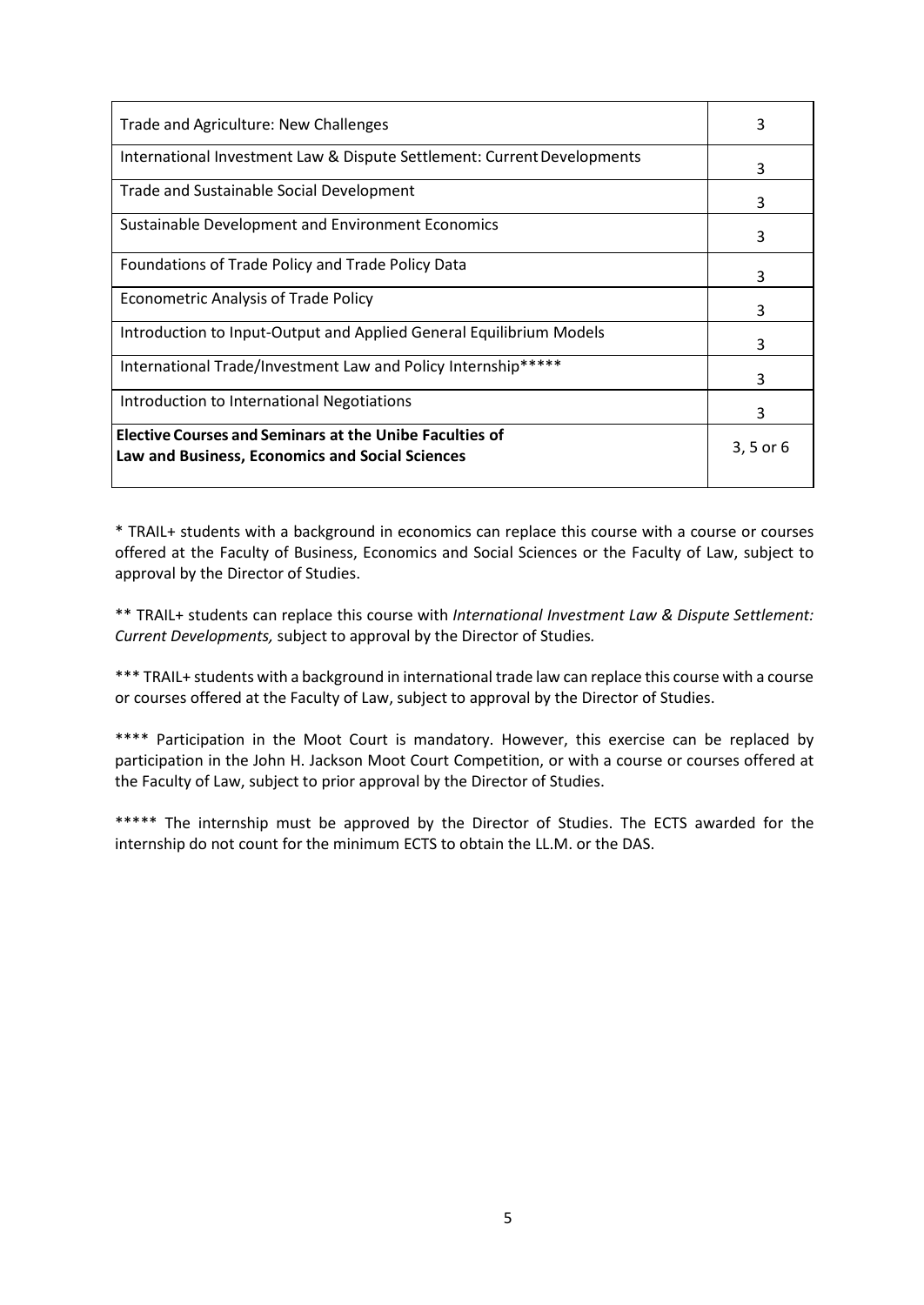| | |
|---|---|
| Trade and Agriculture: New Challenges | 3 |
| International Investment Law & Dispute Settlement: Current Developments | 3 |
| Trade and Sustainable Social Development | 3 |
| Sustainable Development and Environment Economics | 3 |
| Foundations of Trade Policy and Trade Policy Data | 3 |
| Econometric Analysis of Trade Policy | 3 |
| Introduction to Input-Output and Applied General Equilibrium Models | 3 |
| International Trade/Investment Law and Policy Internship***** | 3 |
| Introduction to International Negotiations | 3 |
| **Elective Courses and Seminars at the Unibe Faculties of Law and Business, Economics and Social Sciences** | 3, 5 or 6 |

* TRAIL+ students with a background in economics can replace this course with a course or courses offered at the Faculty of Business, Economics and Social Sciences or the Faculty of Law, subject to approval by the Director of Studies.

** TRAIL+ students can replace this course with *International Investment Law & Dispute Settlement: Current Developments,* subject to approval by the Director of Studies.

*** TRAIL+ students with a background in international trade law can replace this course with a course or courses offered at the Faculty of Law, subject to approval by the Director of Studies.

**** Participation in the Moot Court is mandatory. However, this exercise can be replaced by participation in the John H. Jackson Moot Court Competition, or with a course or courses offered at the Faculty of Law, subject to prior approval by the Director of Studies.

***** The internship must be approved by the Director of Studies. The ECTS awarded for the internship do not count for the minimum ECTS to obtain the LL.M. or the DAS.